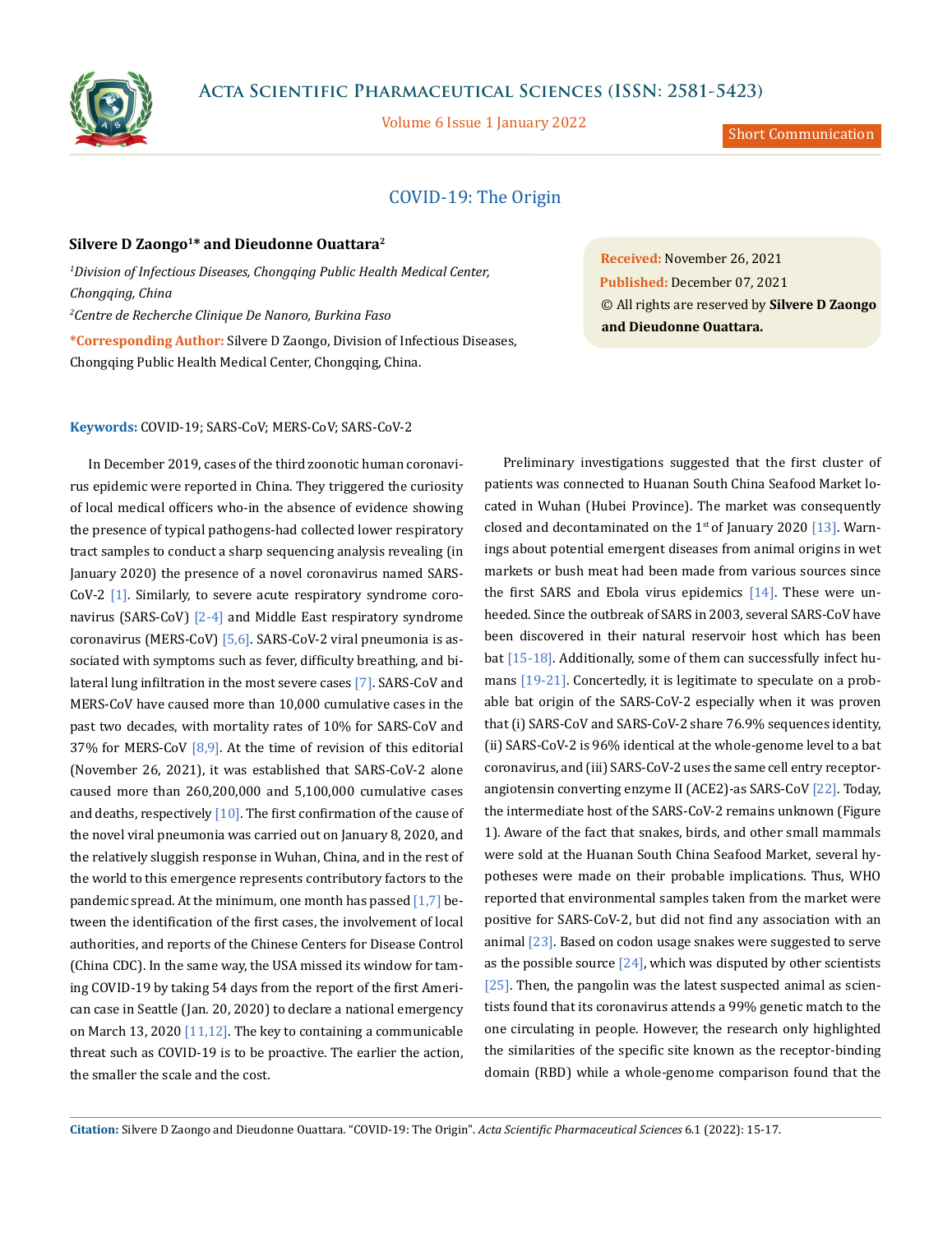# COVID-19: The Origin

**Silvere D Zaongo[1]* and Dieudonne Ouattara[2]**

*[1]Division of Infectious Diseases, Chongqing Public Health Medical Center, Chongqing, China*

*[2]Centre de Recherche Clinique De Nanoro, Burkina Faso*

**\*Corresponding Author:** Silvere D Zaongo, Division of Infectious Diseases, Chongqing Public Health Medical Center, Chongqing, China.

**Received:** November 26, 2021
**Published:** December 07, 2021
© All rights are reserved by **Silvere D Zaongo and Dieudonne Ouattara.**

**Keywords:** COVID-19; SARS-CoV; MERS-CoV; SARS-CoV-2

In December 2019, cases of the third zoonotic human coronavirus epidemic were reported in China. They triggered the curiosity of local medical officers who-in the absence of evidence showing the presence of typical pathogens-had collected lower respiratory tract samples to conduct a sharp sequencing analysis revealing (in January 2020) the presence of a novel coronavirus named SARS-CoV-2 [1]. Similarly, to severe acute respiratory syndrome coronavirus (SARS-CoV) [2-4] and Middle East respiratory syndrome coronavirus (MERS-CoV) [5,6]. SARS-CoV-2 viral pneumonia is associated with symptoms such as fever, difficulty breathing, and bilateral lung infiltration in the most severe cases [7]. SARS-CoV and MERS-CoV have caused more than 10,000 cumulative cases in the past two decades, with mortality rates of 10% for SARS-CoV and 37% for MERS-CoV [8,9]. At the time of revision of this editorial (November 26, 2021), it was established that SARS-CoV-2 alone caused more than 260,200,000 and 5,100,000 cumulative cases and deaths, respectively [10]. The first confirmation of the cause of the novel viral pneumonia was carried out on January 8, 2020, and the relatively sluggish response in Wuhan, China, and in the rest of the world to this emergence represents contributory factors to the pandemic spread. At the minimum, one month has passed [1,7] between the identification of the first cases, the involvement of local authorities, and reports of the Chinese Centers for Disease Control (China CDC). In the same way, the USA missed its window for taming COVID-19 by taking 54 days from the report of the first American case in Seattle (Jan. 20, 2020) to declare a national emergency on March 13, 2020 [11,12]. The key to containing a communicable threat such as COVID-19 is to be proactive. The earlier the action, the smaller the scale and the cost.

Preliminary investigations suggested that the first cluster of patients was connected to Huanan South China Seafood Market located in Wuhan (Hubei Province). The market was consequently closed and decontaminated on the 1st of January 2020 [13]. Warnings about potential emergent diseases from animal origins in wet markets or bush meat had been made from various sources since the first SARS and Ebola virus epidemics [14]. These were unheeded. Since the outbreak of SARS in 2003, several SARS-CoV have been discovered in their natural reservoir host which has been bat [15-18]. Additionally, some of them can successfully infect humans [19-21]. Concertedly, it is legitimate to speculate on a probable bat origin of the SARS-CoV-2 especially when it was proven that (i) SARS-CoV and SARS-CoV-2 share 76.9% sequences identity, (ii) SARS-CoV-2 is 96% identical at the whole-genome level to a bat coronavirus, and (iii) SARS-CoV-2 uses the same cell entry receptor-angiotensin converting enzyme II (ACE2)-as SARS-CoV [22]. Today, the intermediate host of the SARS-CoV-2 remains unknown (Figure 1). Aware of the fact that snakes, birds, and other small mammals were sold at the Huanan South China Seafood Market, several hypotheses were made on their probable implications. Thus, WHO reported that environmental samples taken from the market were positive for SARS-CoV-2, but did not find any association with an animal [23]. Based on codon usage snakes were suggested to serve as the possible source [24], which was disputed by other scientists [25]. Then, the pangolin was the latest suspected animal as scientists found that its coronavirus attends a 99% genetic match to the one circulating in people. However, the research only highlighted the similarities of the specific site known as the receptor-binding domain (RBD) while a whole-genome comparison found that the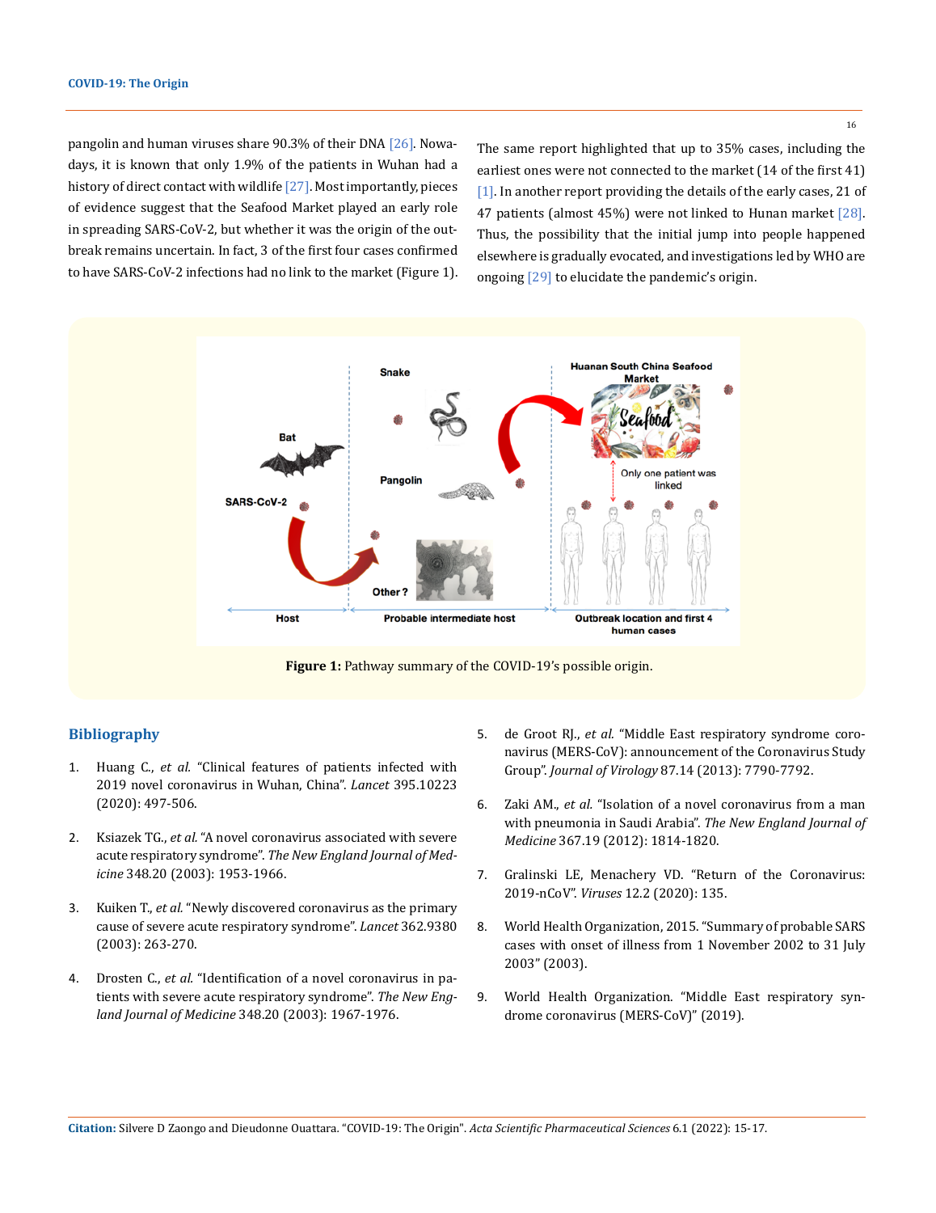pangolin and human viruses share 90.3% of their DNA [26]. Nowadays, it is known that only 1.9% of the patients in Wuhan had a history of direct contact with wildlife [27]. Most importantly, pieces of evidence suggest that the Seafood Market played an early role in spreading SARS-CoV-2, but whether it was the origin of the outbreak remains uncertain. In fact, 3 of the first four cases confirmed to have SARS-CoV-2 infections had no link to the market (Figure 1). The same report highlighted that up to 35% cases, including the earliest ones were not connected to the market (14 of the first 41) [1]. In another report providing the details of the early cases, 21 of 47 patients (almost 45%) were not linked to Hunan market [28]. Thus, the possibility that the initial jump into people happened elsewhere is gradually evocated, and investigations led by WHO are ongoing [29] to elucidate the pandemic's origin.

**Figure 1:** Pathway summary of the COVID-19's possible origin.

## Bibliography

1. Huang C., *et al.* "Clinical features of patients infected with 2019 novel coronavirus in Wuhan, China". *Lancet* 395.10223 (2020): 497-506.
2. Ksiazek TG., *et al.* "A novel coronavirus associated with severe acute respiratory syndrome". *The New England Journal of Medicine* 348.20 (2003): 1953-1966.
3. Kuiken T., *et al.* "Newly discovered coronavirus as the primary cause of severe acute respiratory syndrome". *Lancet* 362.9380 (2003): 263-270.
4. Drosten C., *et al.* "Identification of a novel coronavirus in patients with severe acute respiratory syndrome". *The New England Journal of Medicine* 348.20 (2003): 1967-1976.
5. de Groot RJ., *et al.* "Middle East respiratory syndrome coronavirus (MERS-CoV): announcement of the Coronavirus Study Group". *Journal of Virology* 87.14 (2013): 7790-7792.
6. Zaki AM., *et al.* "Isolation of a novel coronavirus from a man with pneumonia in Saudi Arabia". *The New England Journal of Medicine* 367.19 (2012): 1814-1820.
7. Gralinski LE, Menachery VD. "Return of the Coronavirus: 2019-nCoV". *Viruses* 12.2 (2020): 135.
8. World Health Organization, 2015. "Summary of probable SARS cases with onset of illness from 1 November 2002 to 31 July 2003" (2003).
9. World Health Organization. "Middle East respiratory syndrome coronavirus (MERS-CoV)" (2019).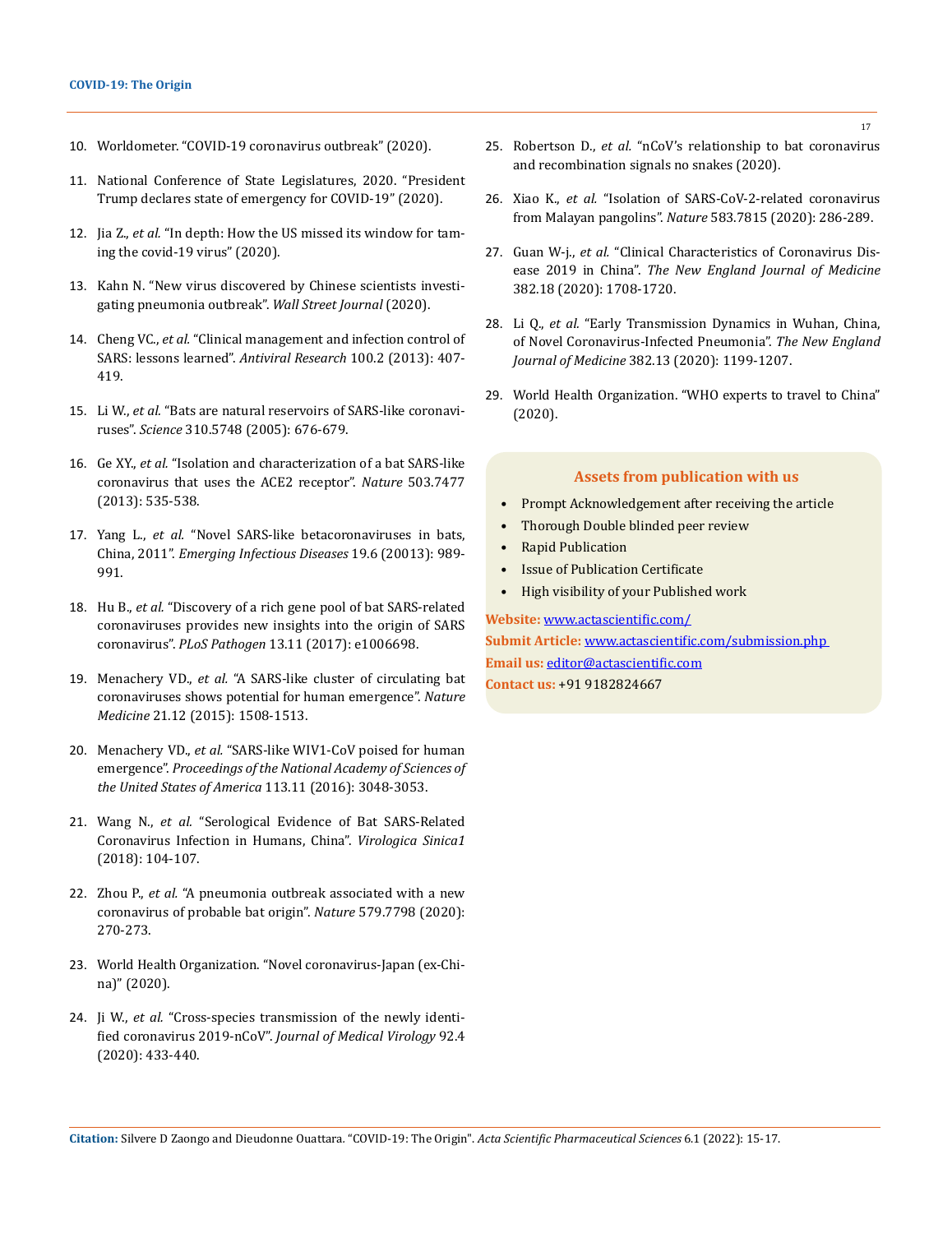10. Worldometer. "COVID-19 coronavirus outbreak" (2020).
11. National Conference of State Legislatures, 2020. "President Trump declares state of emergency for COVID-19" (2020).
12. Jia Z., *et al.* "In depth: How the US missed its window for taming the covid-19 virus" (2020).
13. Kahn N. "New virus discovered by Chinese scientists investigating pneumonia outbreak". *Wall Street Journal* (2020).
14. Cheng VC., *et al.* "Clinical management and infection control of SARS: lessons learned". *Antiviral Research* 100.2 (2013): 407-419.
15. Li W., *et al.* "Bats are natural reservoirs of SARS-like coronaviruses". *Science* 310.5748 (2005): 676-679.
16. Ge XY., *et al.* "Isolation and characterization of a bat SARS-like coronavirus that uses the ACE2 receptor". *Nature* 503.7477 (2013): 535-538.
17. Yang L., *et al.* "Novel SARS-like betacoronaviruses in bats, China, 2011". *Emerging Infectious Diseases* 19.6 (20013): 989-991.
18. Hu B., *et al.* "Discovery of a rich gene pool of bat SARS-related coronaviruses provides new insights into the origin of SARS coronavirus". *PLoS Pathogen* 13.11 (2017): e1006698.
19. Menachery VD., *et al.* "A SARS-like cluster of circulating bat coronaviruses shows potential for human emergence". *Nature Medicine* 21.12 (2015): 1508-1513.
20. Menachery VD., *et al.* "SARS-like WIV1-CoV poised for human emergence". *Proceedings of the National Academy of Sciences of the United States of America* 113.11 (2016): 3048-3053.
21. Wang N., *et al.* "Serological Evidence of Bat SARS-Related Coronavirus Infection in Humans, China". *Virologica Sinica1* (2018): 104-107.
22. Zhou P., *et al.* "A pneumonia outbreak associated with a new coronavirus of probable bat origin". *Nature* 579.7798 (2020): 270-273.
23. World Health Organization. "Novel coronavirus-Japan (ex-China)" (2020).
24. Ji W., *et al.* "Cross-species transmission of the newly identified coronavirus 2019-nCoV". *Journal of Medical Virology* 92.4 (2020): 433-440.
25. Robertson D., *et al.* "nCoV's relationship to bat coronavirus and recombination signals no snakes (2020).
26. Xiao K., *et al.* "Isolation of SARS-CoV-2-related coronavirus from Malayan pangolins". *Nature* 583.7815 (2020): 286-289.
27. Guan W-j., *et al.* "Clinical Characteristics of Coronavirus Disease 2019 in China". *The New England Journal of Medicine* 382.18 (2020): 1708-1720.
28. Li Q., *et al.* "Early Transmission Dynamics in Wuhan, China, of Novel Coronavirus-Infected Pneumonia". *The New England Journal of Medicine* 382.13 (2020): 1199-1207.
29. World Health Organization. "WHO experts to travel to China" (2020).

**Assets from publication with us**

- Prompt Acknowledgement after receiving the article
- Thorough Double blinded peer review
- Rapid Publication
- Issue of Publication Certificate
- High visibility of your Published work

**Website:** www.actascientific.com/
**Submit Article:** www.actascientific.com/submission.php
**Email us:** editor@actascientific.com
**Contact us:** +91 9182824667